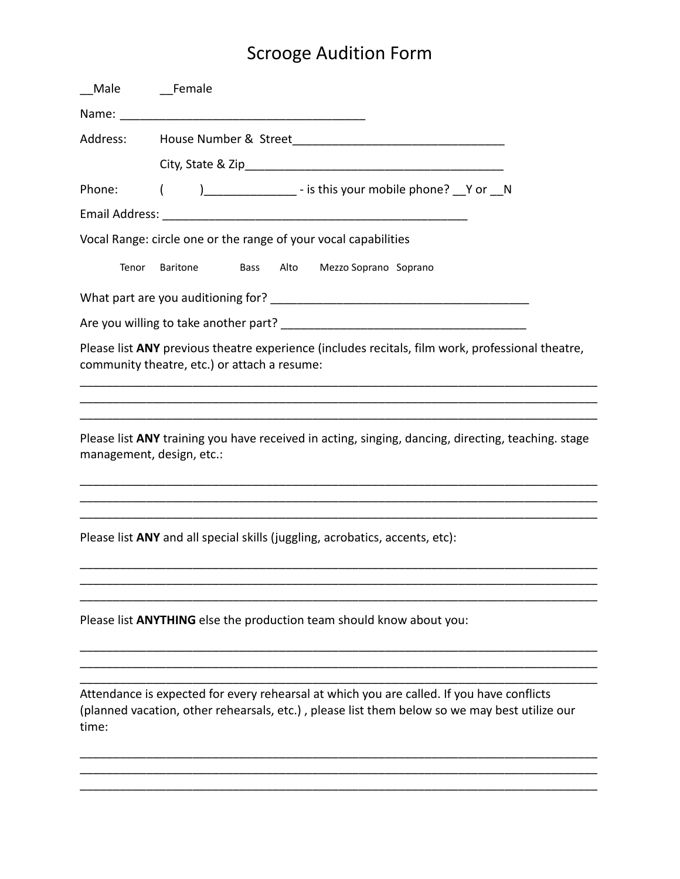# Scrooge Audition Form

__Male __Female

Name: ____________________________________

Address: House Number & Street________________________________

City, State & Zip_______________________________________

Phone: ( )_____________ - is this your mobile phone? __Y or __N

Email Address: _______________________________________________

Vocal Range: circle one or the range of your vocal capabilities

Tenor Baritone Bass Alto Mezzo Soprano Soprano

What part are you auditioning for? _______________________________________

Are you willing to take another part? ____________________________________

Please list **ANY** previous theatre experience (includes recitals, film work, professional theatre, community theatre, etc.) or attach a resume:

_____________________________________________________________________________
_____________________________________________________________________________
_____________________________________________________________________________

Please list **ANY** training you have received in acting, singing, dancing, directing, teaching. stage management, design, etc.:

_____________________________________________________________________________
_____________________________________________________________________________
_____________________________________________________________________________

Please list **ANY** and all special skills (juggling, acrobatics, accents, etc):

_____________________________________________________________________________
_____________________________________________________________________________
_____________________________________________________________________________

Please list **ANYTHING** else the production team should know about you:

_____________________________________________________________________________
_____________________________________________________________________________
_____________________________________________________________________________

Attendance is expected for every rehearsal at which you are called. If you have conflicts (planned vacation, other rehearsals, etc.) , please list them below so we may best utilize our time:

_____________________________________________________________________________
_____________________________________________________________________________
_____________________________________________________________________________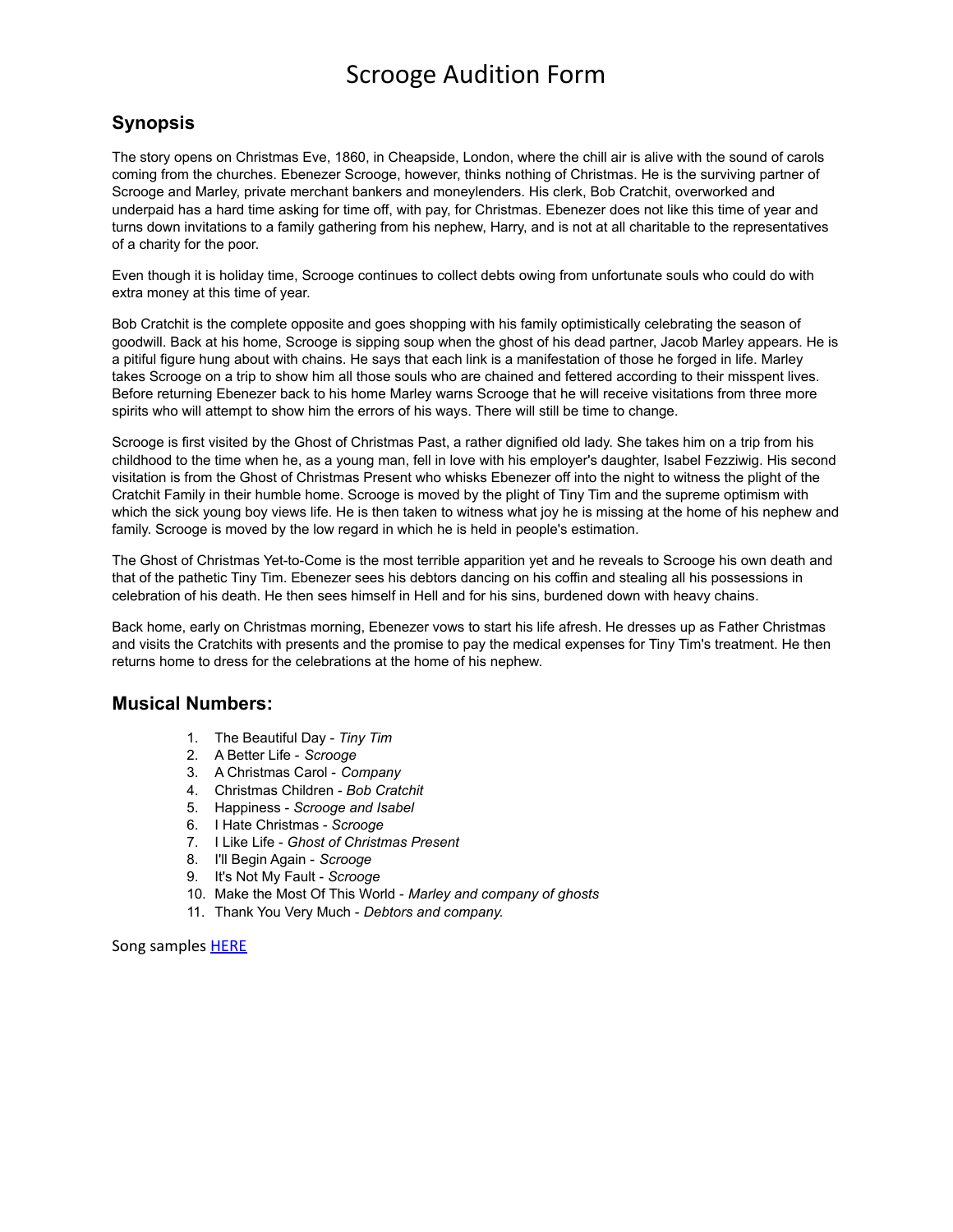# Scrooge Audition Form

## Synopsis

The story opens on Christmas Eve, 1860, in Cheapside, London, where the chill air is alive with the sound of carols coming from the churches. Ebenezer Scrooge, however, thinks nothing of Christmas. He is the surviving partner of Scrooge and Marley, private merchant bankers and moneylenders. His clerk, Bob Cratchit, overworked and underpaid has a hard time asking for time off, with pay, for Christmas. Ebenezer does not like this time of year and turns down invitations to a family gathering from his nephew, Harry, and is not at all charitable to the representatives of a charity for the poor.

Even though it is holiday time, Scrooge continues to collect debts owing from unfortunate souls who could do with extra money at this time of year.

Bob Cratchit is the complete opposite and goes shopping with his family optimistically celebrating the season of goodwill. Back at his home, Scrooge is sipping soup when the ghost of his dead partner, Jacob Marley appears. He is a pitiful figure hung about with chains. He says that each link is a manifestation of those he forged in life. Marley takes Scrooge on a trip to show him all those souls who are chained and fettered according to their misspent lives. Before returning Ebenezer back to his home Marley warns Scrooge that he will receive visitations from three more spirits who will attempt to show him the errors of his ways. There will still be time to change.

Scrooge is first visited by the Ghost of Christmas Past, a rather dignified old lady. She takes him on a trip from his childhood to the time when he, as a young man, fell in love with his employer's daughter, Isabel Fezziwig. His second visitation is from the Ghost of Christmas Present who whisks Ebenezer off into the night to witness the plight of the Cratchit Family in their humble home. Scrooge is moved by the plight of Tiny Tim and the supreme optimism with which the sick young boy views life. He is then taken to witness what joy he is missing at the home of his nephew and family. Scrooge is moved by the low regard in which he is held in people's estimation.

The Ghost of Christmas Yet-to-Come is the most terrible apparition yet and he reveals to Scrooge his own death and that of the pathetic Tiny Tim. Ebenezer sees his debtors dancing on his coffin and stealing all his possessions in celebration of his death. He then sees himself in Hell and for his sins, burdened down with heavy chains.

Back home, early on Christmas morning, Ebenezer vows to start his life afresh. He dresses up as Father Christmas and visits the Cratchits with presents and the promise to pay the medical expenses for Tiny Tim's treatment. He then returns home to dress for the celebrations at the home of his nephew.

## Musical Numbers:

1. The Beautiful Day - *Tiny Tim*
2. A Better Life - *Scrooge*
3. A Christmas Carol - *Company*
4. Christmas Children - *Bob Cratchit*
5. Happiness - *Scrooge and Isabel*
6. I Hate Christmas - *Scrooge*
7. I Like Life - *Ghost of Christmas Present*
8. I'll Begin Again - *Scrooge*
9. It's Not My Fault - *Scrooge*
10. Make the Most Of This World - *Marley and company of ghosts*
11. Thank You Very Much - *Debtors and company.*

Song samples HERE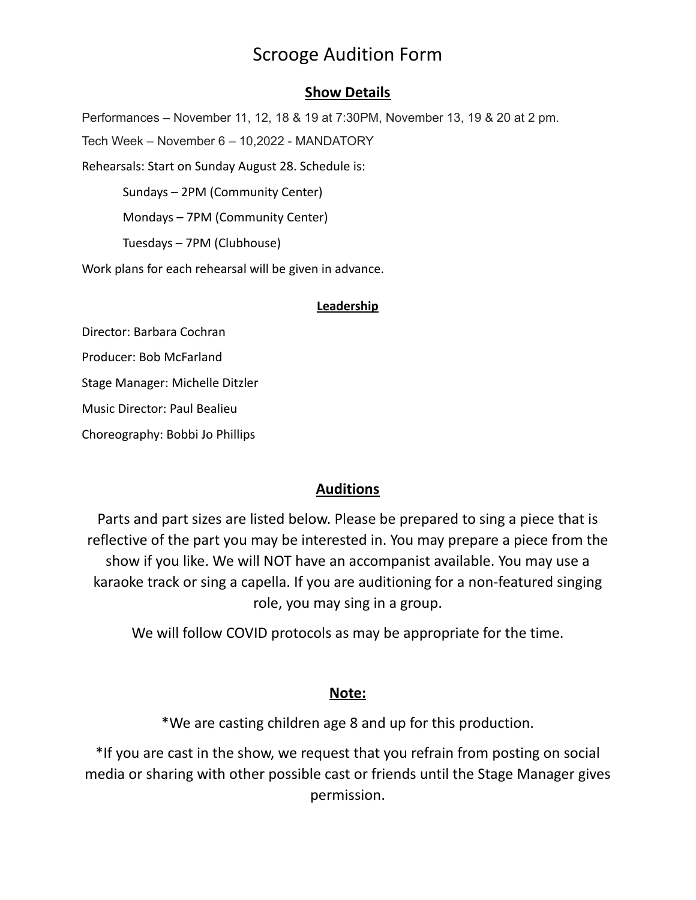# Scrooge Audition Form

## Show Details

Performances – November 11, 12, 18 & 19 at 7:30PM, November 13, 19 & 20 at 2 pm.

Tech Week – November 6 – 10,2022 - MANDATORY

Rehearsals: Start on Sunday August 28. Schedule is:

- Sundays – 2PM (Community Center)
- Mondays – 7PM (Community Center)
- Tuesdays – 7PM (Clubhouse)

Work plans for each rehearsal will be given in advance.

### Leadership

Director: Barbara Cochran

Producer: Bob McFarland

Stage Manager: Michelle Ditzler

Music Director: Paul Bealieu

Choreography: Bobbi Jo Phillips

## Auditions

Parts and part sizes are listed below. Please be prepared to sing a piece that is reflective of the part you may be interested in. You may prepare a piece from the show if you like. We will NOT have an accompanist available. You may use a karaoke track or sing a capella. If you are auditioning for a non-featured singing role, you may sing in a group.

We will follow COVID protocols as may be appropriate for the time.

## Note:

*We are casting children age 8 and up for this production.

*If you are cast in the show, we request that you refrain from posting on social media or sharing with other possible cast or friends until the Stage Manager gives permission.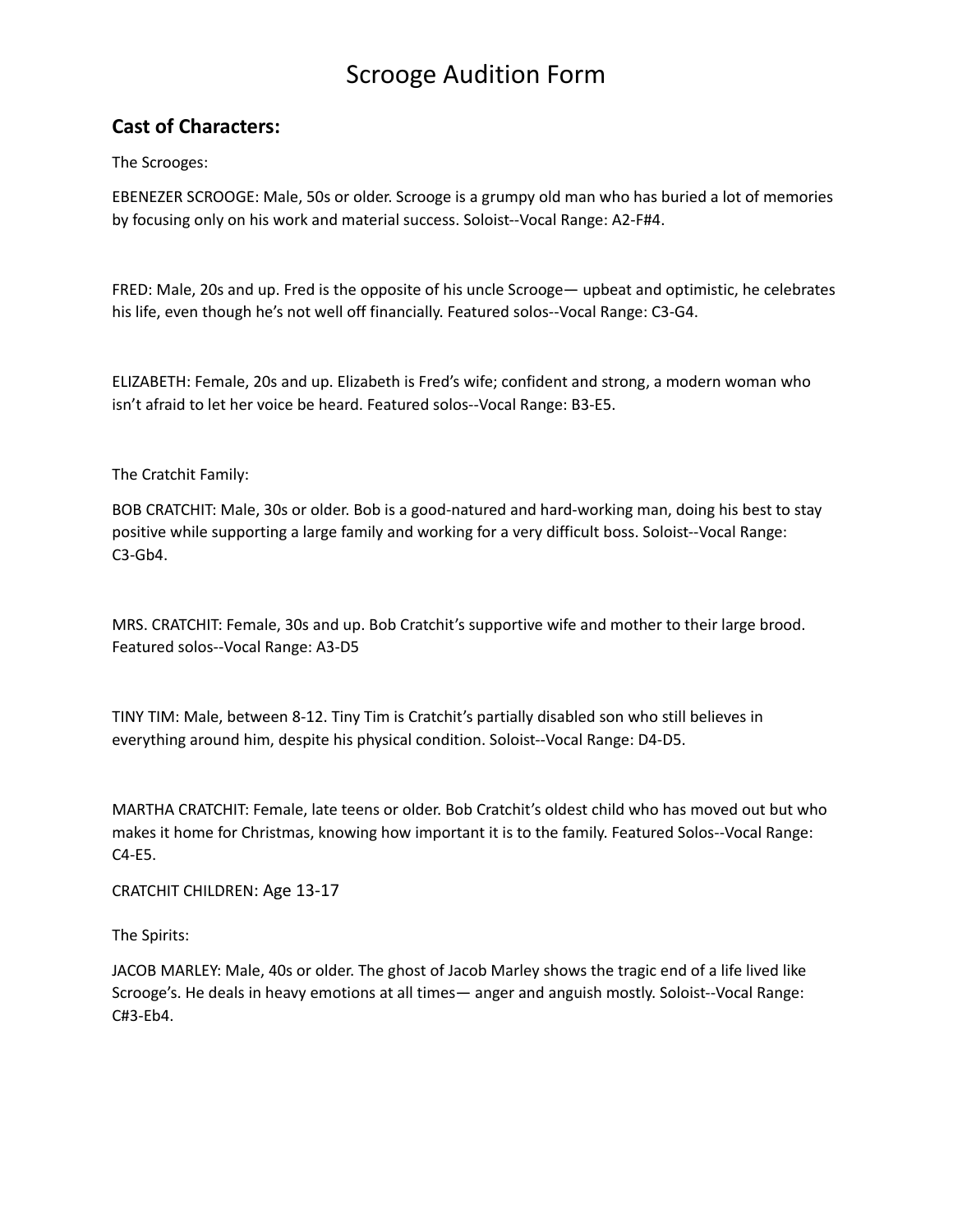# Scrooge Audition Form

## Cast of Characters:

The Scrooges:

EBENEZER SCROOGE: Male, 50s or older. Scrooge is a grumpy old man who has buried a lot of memories by focusing only on his work and material success. Soloist--Vocal Range: A2-F#4.

FRED: Male, 20s and up. Fred is the opposite of his uncle Scrooge— upbeat and optimistic, he celebrates his life, even though he's not well off financially. Featured solos--Vocal Range: C3-G4.

ELIZABETH: Female, 20s and up. Elizabeth is Fred's wife; confident and strong, a modern woman who isn't afraid to let her voice be heard. Featured solos--Vocal Range: B3-E5.

The Cratchit Family:

BOB CRATCHIT: Male, 30s or older. Bob is a good-natured and hard-working man, doing his best to stay positive while supporting a large family and working for a very difficult boss. Soloist--Vocal Range: C3-Gb4.

MRS. CRATCHIT: Female, 30s and up. Bob Cratchit's supportive wife and mother to their large brood. Featured solos--Vocal Range: A3-D5

TINY TIM: Male, between 8-12. Tiny Tim is Cratchit's partially disabled son who still believes in everything around him, despite his physical condition. Soloist--Vocal Range: D4-D5.

MARTHA CRATCHIT: Female, late teens or older. Bob Cratchit's oldest child who has moved out but who makes it home for Christmas, knowing how important it is to the family. Featured Solos--Vocal Range: C4-E5.

CRATCHIT CHILDREN: Age 13-17

The Spirits:

JACOB MARLEY: Male, 40s or older. The ghost of Jacob Marley shows the tragic end of a life lived like Scrooge's. He deals in heavy emotions at all times— anger and anguish mostly. Soloist--Vocal Range: C#3-Eb4.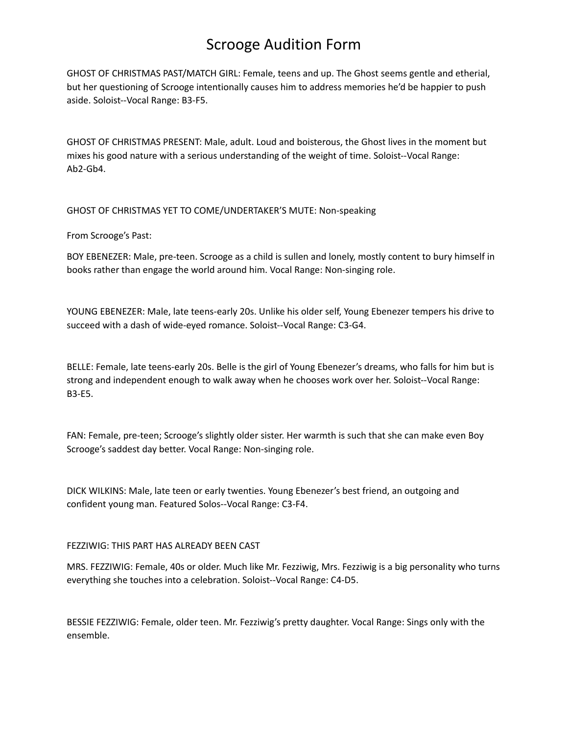# Scrooge Audition Form

GHOST OF CHRISTMAS PAST/MATCH GIRL: Female, teens and up. The Ghost seems gentle and etherial, but her questioning of Scrooge intentionally causes him to address memories he'd be happier to push aside. Soloist--Vocal Range: B3-F5.

GHOST OF CHRISTMAS PRESENT: Male, adult. Loud and boisterous, the Ghost lives in the moment but mixes his good nature with a serious understanding of the weight of time. Soloist--Vocal Range: Ab2-Gb4.

GHOST OF CHRISTMAS YET TO COME/UNDERTAKER'S MUTE: Non-speaking

From Scrooge's Past:

BOY EBENEZER: Male, pre-teen. Scrooge as a child is sullen and lonely, mostly content to bury himself in books rather than engage the world around him. Vocal Range: Non-singing role.

YOUNG EBENEZER: Male, late teens-early 20s. Unlike his older self, Young Ebenezer tempers his drive to succeed with a dash of wide-eyed romance. Soloist--Vocal Range: C3-G4.

BELLE: Female, late teens-early 20s. Belle is the girl of Young Ebenezer's dreams, who falls for him but is strong and independent enough to walk away when he chooses work over her. Soloist--Vocal Range: B3-E5.

FAN: Female, pre-teen; Scrooge's slightly older sister. Her warmth is such that she can make even Boy Scrooge's saddest day better. Vocal Range: Non-singing role.

DICK WILKINS: Male, late teen or early twenties. Young Ebenezer's best friend, an outgoing and confident young man. Featured Solos--Vocal Range: C3-F4.

FEZZIWIG: THIS PART HAS ALREADY BEEN CAST

MRS. FEZZIWIG: Female, 40s or older. Much like Mr. Fezziwig, Mrs. Fezziwig is a big personality who turns everything she touches into a celebration. Soloist--Vocal Range: C4-D5.

BESSIE FEZZIWIG: Female, older teen. Mr. Fezziwig's pretty daughter. Vocal Range: Sings only with the ensemble.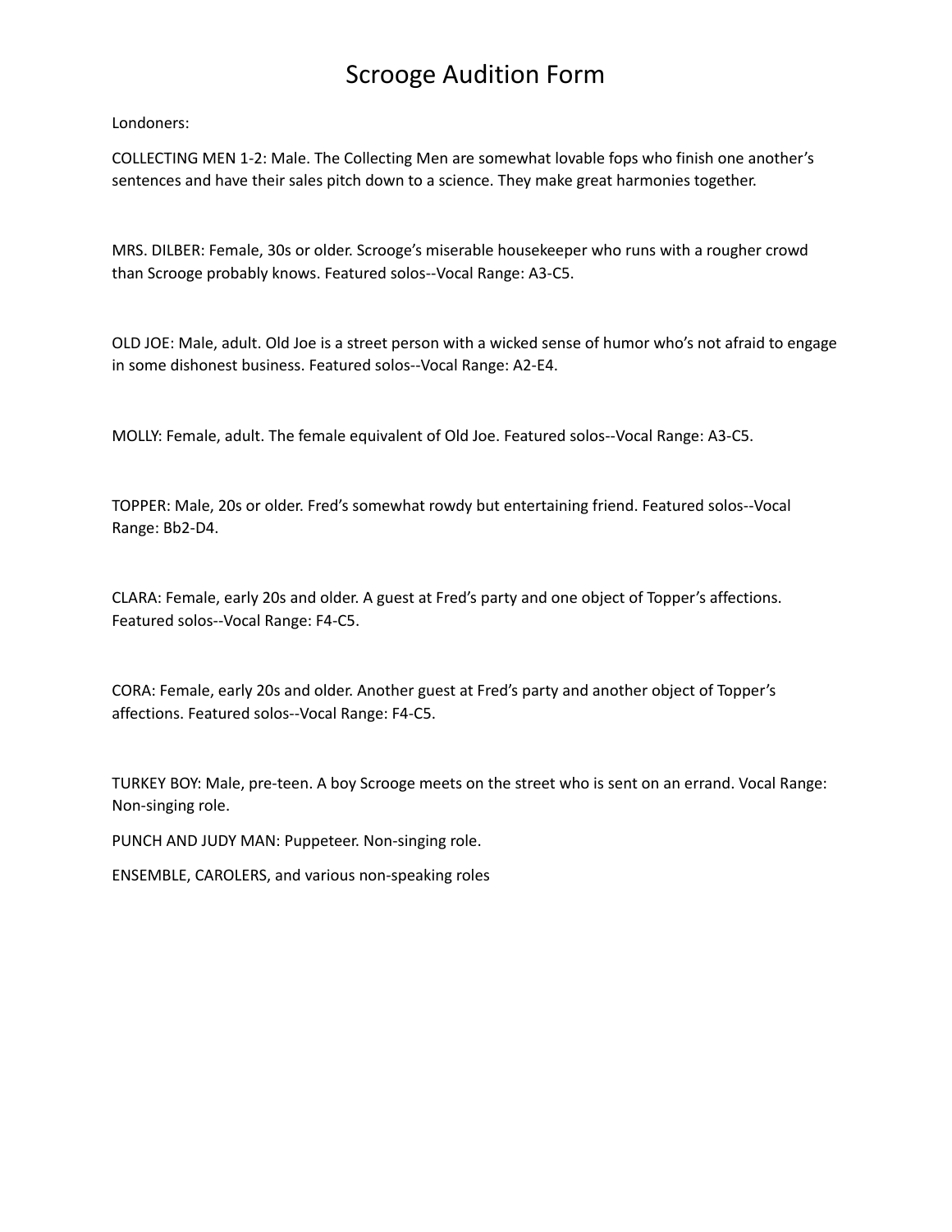# Scrooge Audition Form

Londoners:

COLLECTING MEN 1-2: Male. The Collecting Men are somewhat lovable fops who finish one another's sentences and have their sales pitch down to a science. They make great harmonies together.

MRS. DILBER: Female, 30s or older. Scrooge's miserable housekeeper who runs with a rougher crowd than Scrooge probably knows. Featured solos--Vocal Range: A3-C5.

OLD JOE: Male, adult. Old Joe is a street person with a wicked sense of humor who's not afraid to engage in some dishonest business. Featured solos--Vocal Range: A2-E4.

MOLLY: Female, adult. The female equivalent of Old Joe. Featured solos--Vocal Range: A3-C5.

TOPPER: Male, 20s or older. Fred's somewhat rowdy but entertaining friend. Featured solos--Vocal Range: Bb2-D4.

CLARA: Female, early 20s and older. A guest at Fred's party and one object of Topper's affections. Featured solos--Vocal Range: F4-C5.

CORA: Female, early 20s and older. Another guest at Fred's party and another object of Topper's affections. Featured solos--Vocal Range: F4-C5.

TURKEY BOY: Male, pre-teen. A boy Scrooge meets on the street who is sent on an errand. Vocal Range: Non-singing role.

PUNCH AND JUDY MAN: Puppeteer. Non-singing role.

ENSEMBLE, CAROLERS, and various non-speaking roles